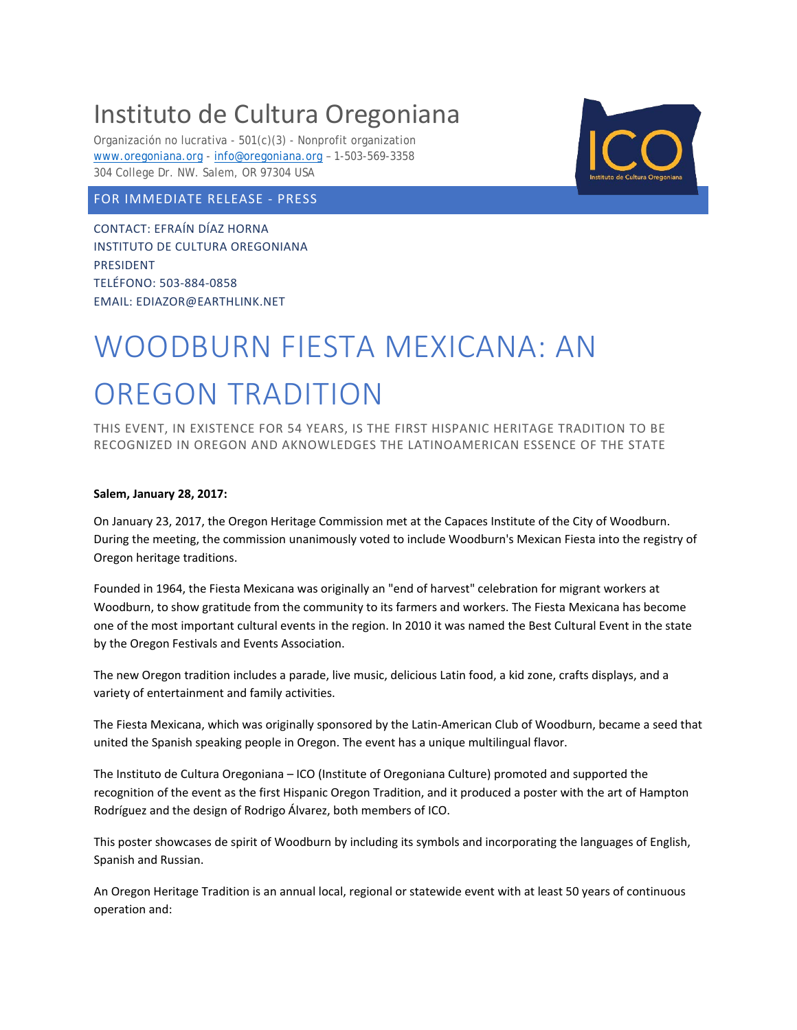# Instituto de Cultura Oregoniana

Organización no lucrativa - 501(c)(3) - Nonprofit organization
www.oregoniana.org - info@oregoniana.org – 1-503-569-3358
304 College Dr. NW. Salem, OR 97304 USA

FOR IMMEDIATE RELEASE - PRESS

CONTACT: EFRAÍN DÍAZ HORNA
INSTITUTO DE CULTURA OREGONIANA
PRESIDENT
TELÉFONO: 503-884-0858
EMAIL: EDIAZOR@EARTHLINK.NET

# WOODBURN FIESTA MEXICANA: AN OREGON TRADITION

THIS EVENT, IN EXISTENCE FOR 54 YEARS, IS THE FIRST HISPANIC HERITAGE TRADITION TO BE RECOGNIZED IN OREGON AND AKNOWLEDGES THE LATINOAMERICAN ESSENCE OF THE STATE

**Salem, January 28, 2017:**

On January 23, 2017, the Oregon Heritage Commission met at the Capaces Institute of the City of Woodburn. During the meeting, the commission unanimously voted to include Woodburn's Mexican Fiesta into the registry of Oregon heritage traditions.

Founded in 1964, the Fiesta Mexicana was originally an "end of harvest" celebration for migrant workers at Woodburn, to show gratitude from the community to its farmers and workers. The Fiesta Mexicana has become one of the most important cultural events in the region. In 2010 it was named the Best Cultural Event in the state by the Oregon Festivals and Events Association.

The new Oregon tradition includes a parade, live music, delicious Latin food, a kid zone, crafts displays, and a variety of entertainment and family activities.

The Fiesta Mexicana, which was originally sponsored by the Latin-American Club of Woodburn, became a seed that united the Spanish speaking people in Oregon. The event has a unique multilingual flavor.

The Instituto de Cultura Oregoniana – ICO (Institute of Oregoniana Culture) promoted and supported the recognition of the event as the first Hispanic Oregon Tradition, and it produced a poster with the art of Hampton Rodríguez and the design of Rodrigo Álvarez, both members of ICO.

This poster showcases de spirit of Woodburn by including its symbols and incorporating the languages of English, Spanish and Russian.

An Oregon Heritage Tradition is an annual local, regional or statewide event with at least 50 years of continuous operation and: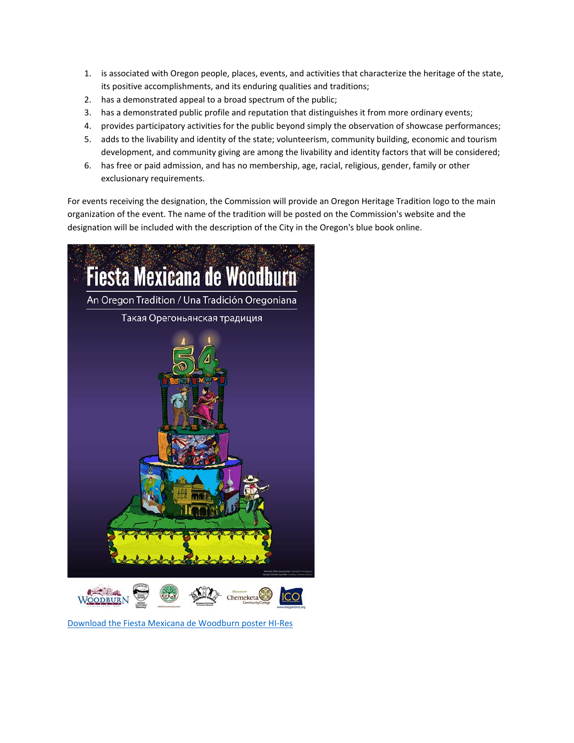1. is associated with Oregon people, places, events, and activities that characterize the heritage of the state, its positive accomplishments, and its enduring qualities and traditions;
2. has a demonstrated appeal to a broad spectrum of the public;
3. has a demonstrated public profile and reputation that distinguishes it from more ordinary events;
4. provides participatory activities for the public beyond simply the observation of showcase performances;
5. adds to the livability and identity of the state; volunteerism, community building, economic and tourism development, and community giving are among the livability and identity factors that will be considered;
6. has free or paid admission, and has no membership, age, racial, religious, gender, family or other exclusionary requirements.

For events receiving the designation, the Commission will provide an Oregon Heritage Tradition logo to the main organization of the event. The name of the tradition will be posted on the Commission's website and the designation will be included with the description of the City in the Oregon's blue book online.

Fiesta Mexicana de Woodburn

An Oregon Tradition / Una Tradición Oregoniana

Такая Орегоньянская традиция

54

Download the Fiesta Mexicana de Woodburn poster HI-Res